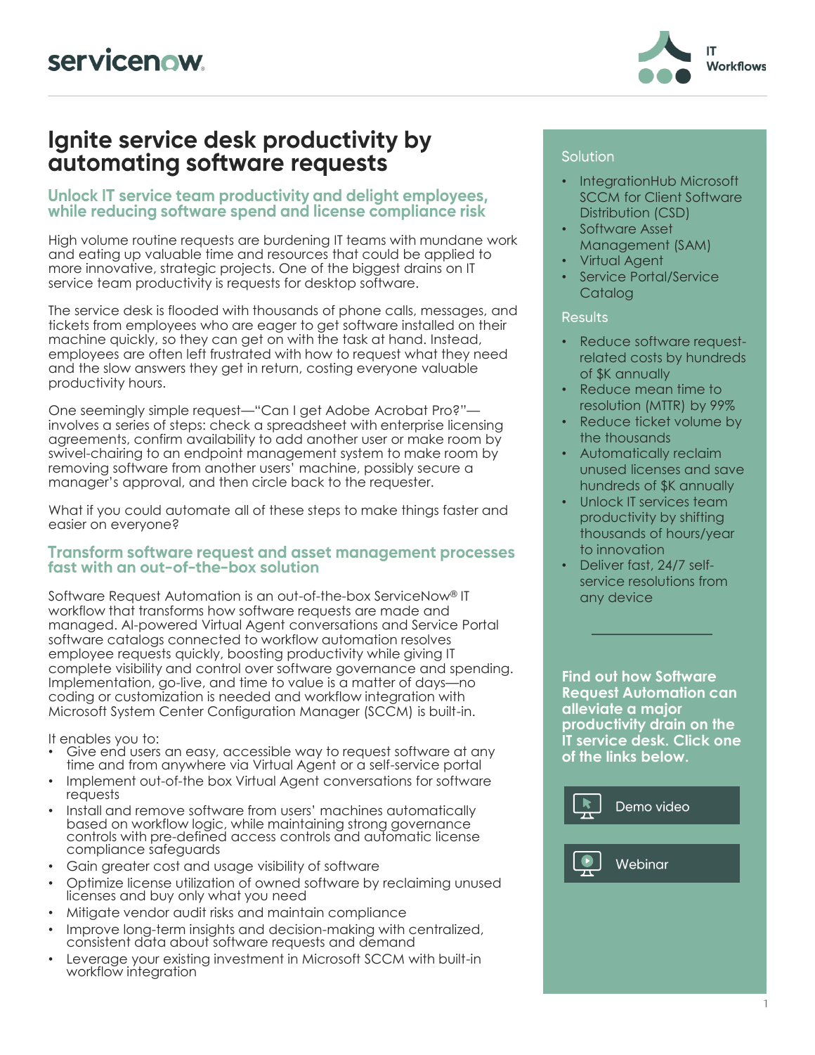servicenow

IT Workflows

# Ignite service desk productivity by automating software requests

## Unlock IT service team productivity and delight employees, while reducing software spend and license compliance risk

High volume routine requests are burdening IT teams with mundane work and eating up valuable time and resources that could be applied to more innovative, strategic projects. One of the biggest drains on IT service team productivity is requests for desktop software.

The service desk is flooded with thousands of phone calls, messages, and tickets from employees who are eager to get software installed on their machine quickly, so they can get on with the task at hand. Instead, employees are often left frustrated with how to request what they need and the slow answers they get in return, costing everyone valuable productivity hours.

One seemingly simple request—"Can I get Adobe Acrobat Pro?"—involves a series of steps: check a spreadsheet with enterprise licensing agreements, confirm availability to add another user or make room by swivel-chairing to an endpoint management system to make room by removing software from another users' machine, possibly secure a manager's approval, and then circle back to the requester.

What if you could automate all of these steps to make things faster and easier on everyone?

## Transform software request and asset management processes fast with an out-of-the-box solution

Software Request Automation is an out-of-the-box ServiceNow® IT workflow that transforms how software requests are made and managed. AI-powered Virtual Agent conversations and Service Portal software catalogs connected to workflow automation resolves employee requests quickly, boosting productivity while giving IT complete visibility and control over software governance and spending. Implementation, go-live, and time to value is a matter of days—no coding or customization is needed and workflow integration with Microsoft System Center Configuration Manager (SCCM) is built-in.

It enables you to:

- Give end users an easy, accessible way to request software at any time and from anywhere via Virtual Agent or a self-service portal
- Implement out-of-the box Virtual Agent conversations for software requests
- Install and remove software from users' machines automatically based on workflow logic, while maintaining strong governance controls with pre-defined access controls and automatic license compliance safeguards
- Gain greater cost and usage visibility of software
- Optimize license utilization of owned software by reclaiming unused licenses and buy only what you need
- Mitigate vendor audit risks and maintain compliance
- Improve long-term insights and decision-making with centralized, consistent data about software requests and demand
- Leverage your existing investment in Microsoft SCCM with built-in workflow integration

### Solution

- IntegrationHub Microsoft SCCM for Client Software Distribution (CSD)
- Software Asset Management (SAM)
- Virtual Agent
- Service Portal/Service Catalog

### Results

- Reduce software request-related costs by hundreds of $K annually
- Reduce mean time to resolution (MTTR) by 99%
- Reduce ticket volume by the thousands
- Automatically reclaim unused licenses and save hundreds of $K annually
- Unlock IT services team productivity by shifting thousands of hours/year to innovation
- Deliver fast, 24/7 self-service resolutions from any device

**Find out how Software Request Automation can alleviate a major productivity drain on the IT service desk. Click one of the links below.**

Demo video

Webinar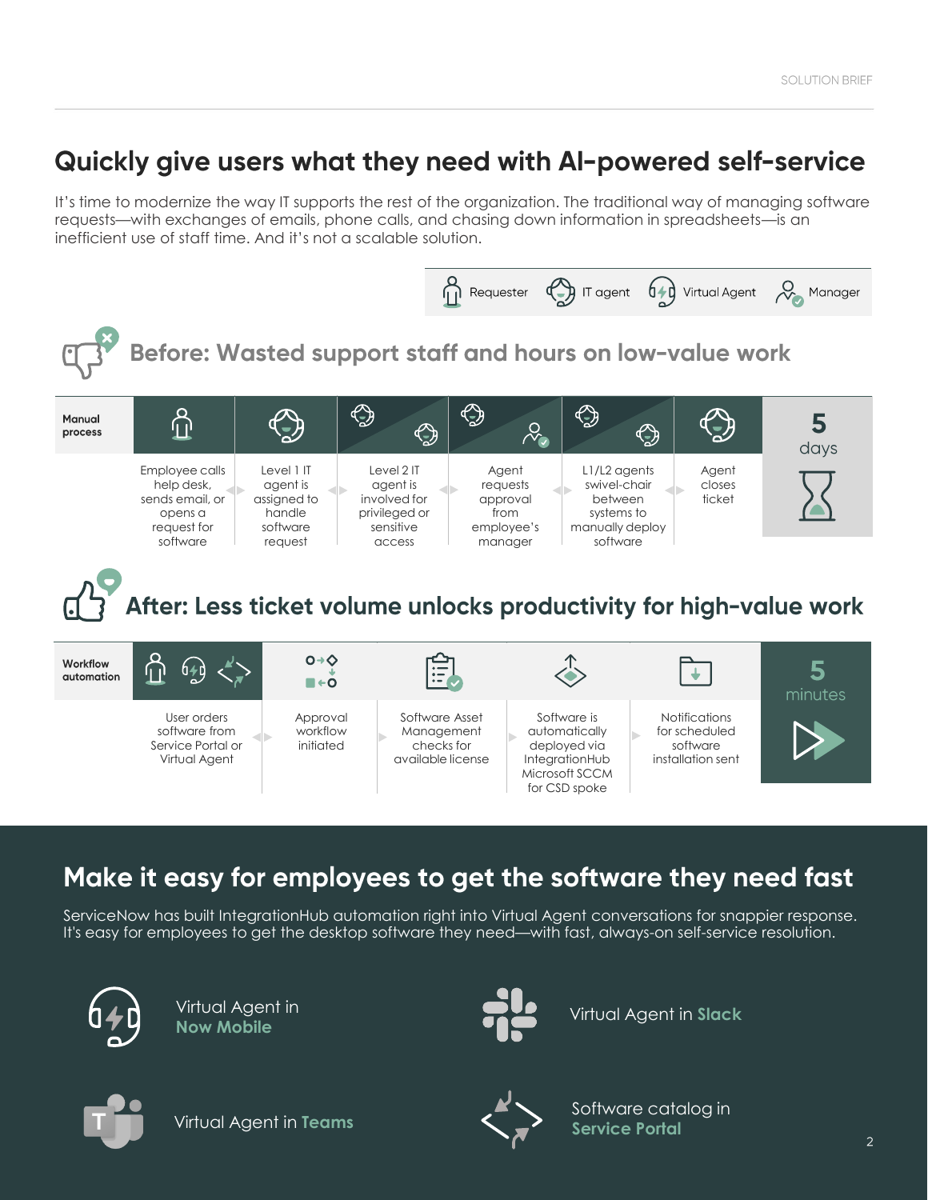# Quickly give users what they need with AI-powered self-service

It's time to modernize the way IT supports the rest of the organization. The traditional way of managing software requests—with exchanges of emails, phone calls, and chasing down information in spreadsheets—is an inefficient use of staff time. And it's not a scalable solution.

Requester | IT agent | Virtual Agent | Manager

## Before: Wasted support staff and hours on low-value work

| Manual process | | | | | | |
|---|---|---|---|---|---|---|
| Employee calls help desk, sends email, or opens a request for software | Level 1 IT agent is assigned to handle software request | Level 2 IT agent is involved for privileged or sensitive access | Agent requests approval from employee's manager | L1/L2 agents swivel-chair between systems to manually deploy software | Agent closes ticket | 5 days |

## After: Less ticket volume unlocks productivity for high-value work

| Workflow automation | | | | | |
|---|---|---|---|---|---|
| User orders software from Service Portal or Virtual Agent | Approval workflow initiated | Software Asset Management checks for available license | Software is automatically deployed via IntegrationHub Microsoft SCCM for CSD spoke | Notifications for scheduled software installation sent | 5 minutes |

## Make it easy for employees to get the software they need fast

ServiceNow has built IntegrationHub automation right into Virtual Agent conversations for snappier response. It's easy for employees to get the desktop software they need—with fast, always-on self-service resolution.

- Virtual Agent in **Now Mobile**
- Virtual Agent in **Slack**
- Virtual Agent in **Teams**
- Software catalog in **Service Portal**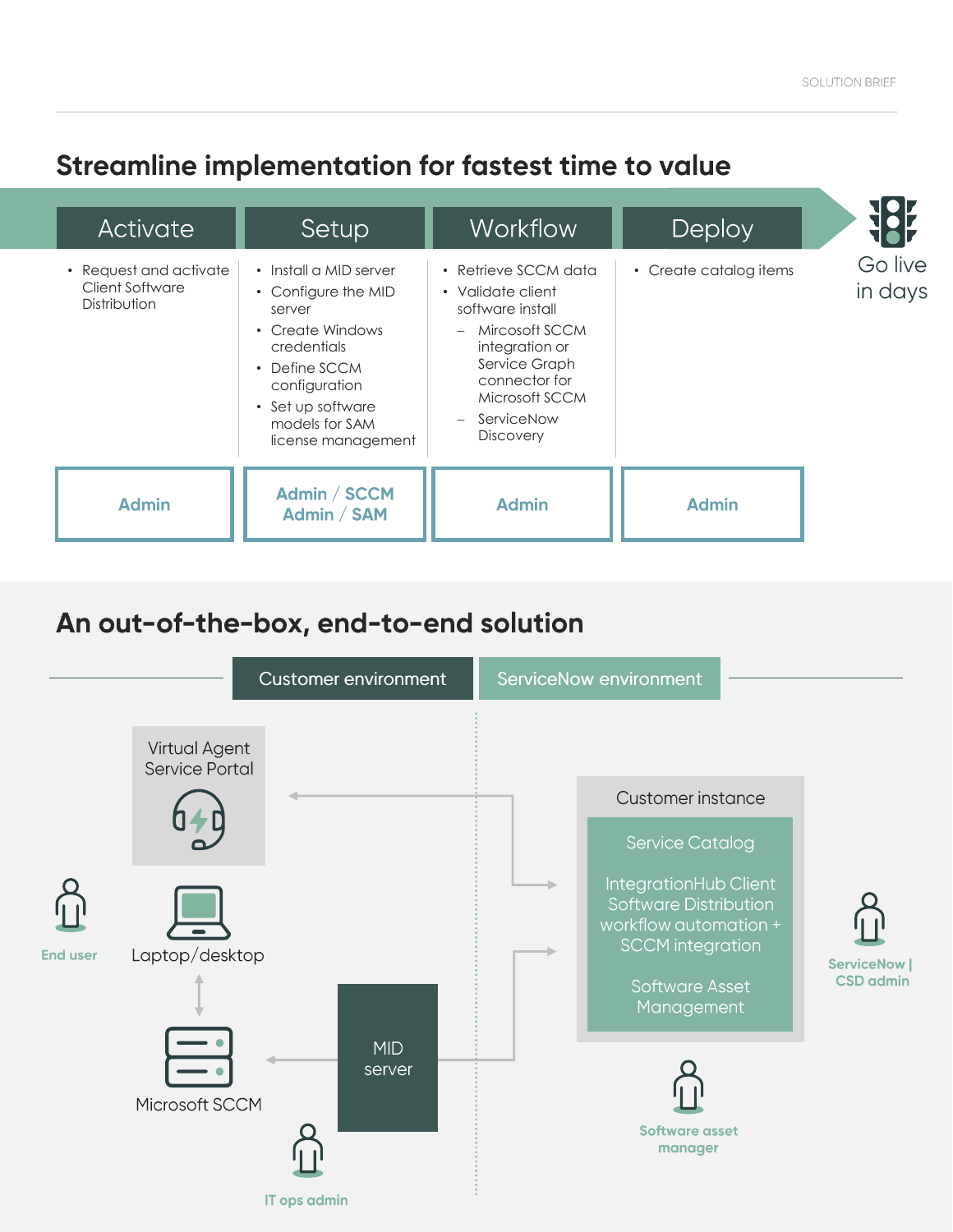## Streamline implementation for fastest time to value

| Activate | Setup | Workflow | Deploy |
|---|---|---|---|
| • Request and activate Client Software Distribution | • Install a MID server<br>• Configure the MID server<br>• Create Windows credentials<br>• Define SCCM configuration<br>• Set up software models for SAM license management | • Retrieve SCCM data<br>• Validate client software install<br>– Mircosoft SCCM integration or Service Graph connector for Microsoft SCCM<br>– ServiceNow Discovery | • Create catalog items |
| **Admin** | **Admin / SCCM Admin / SAM** | **Admin** | **Admin** |

Go live in days

## An out-of-the-box, end-to-end solution

Customer environment | ServiceNow environment

- Virtual Agent Service Portal
- End user
- Laptop/desktop
- Microsoft SCCM
- MID server
- IT ops admin
- Customer instance
  - Service Catalog
  - IntegrationHub Client Software Distribution workflow automation + SCCM integration
  - Software Asset Management
- ServiceNow | CSD admin
- Software asset manager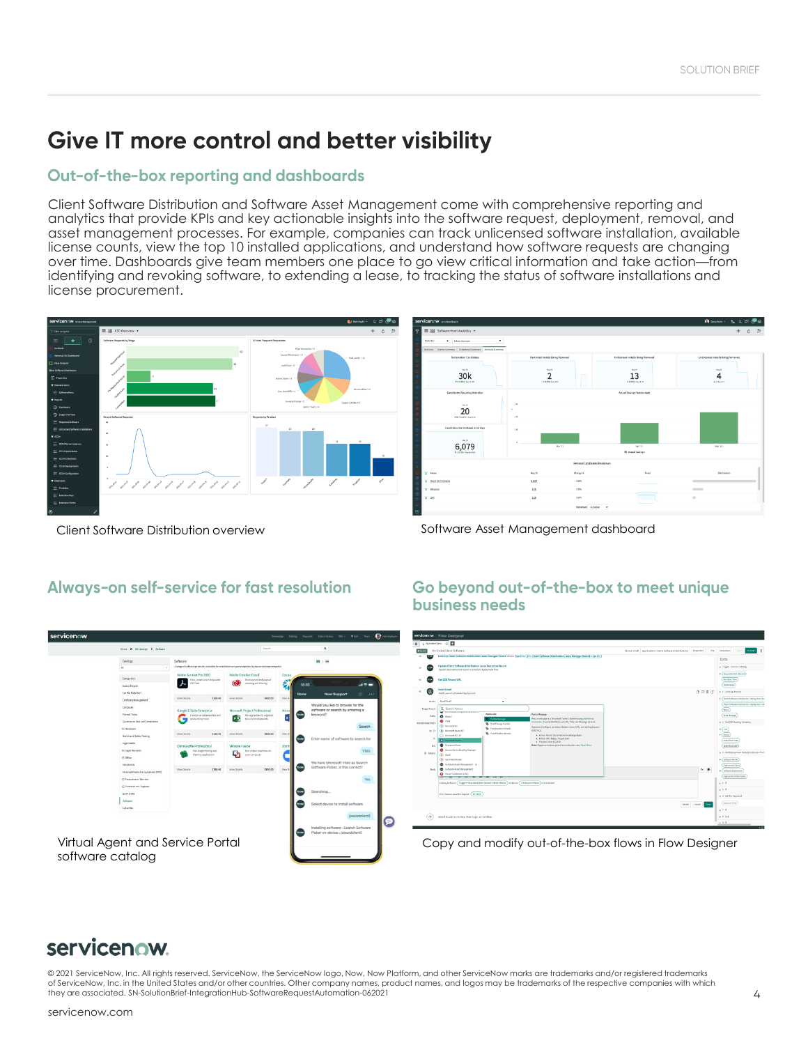# Give IT more control and better visibility

## Out-of-the-box reporting and dashboards

Client Software Distribution and Software Asset Management come with comprehensive reporting and analytics that provide KPIs and key actionable insights into the software request, deployment, removal, and asset management processes. For example, companies can track unlicensed software installation, available license counts, view the top 10 installed applications, and understand how software requests are changing over time. Dashboards give team members one place to go view critical information and take action—from identifying and revoking software, to extending a lease, to tracking the status of software installations and license procurement.

Client Software Distribution overview

Software Asset Management dashboard

## Always-on self-service for fast resolution

Virtual Agent and Service Portal software catalog

## Go beyond out-of-the-box to meet unique business needs

Copy and modify out-of-the-box flows in Flow Designer

© 2021 ServiceNow, Inc. All rights reserved. ServiceNow, the ServiceNow logo, Now, Now Platform, and other ServiceNow marks are trademarks and/or registered trademarks of ServiceNow, Inc. in the United States and/or other countries. Other company names, product names, and logos may be trademarks of the respective companies with which they are associated. SN-SolutionBrief-IntegrationHub-SoftwareRequestAutomation-062021

servicenow.com